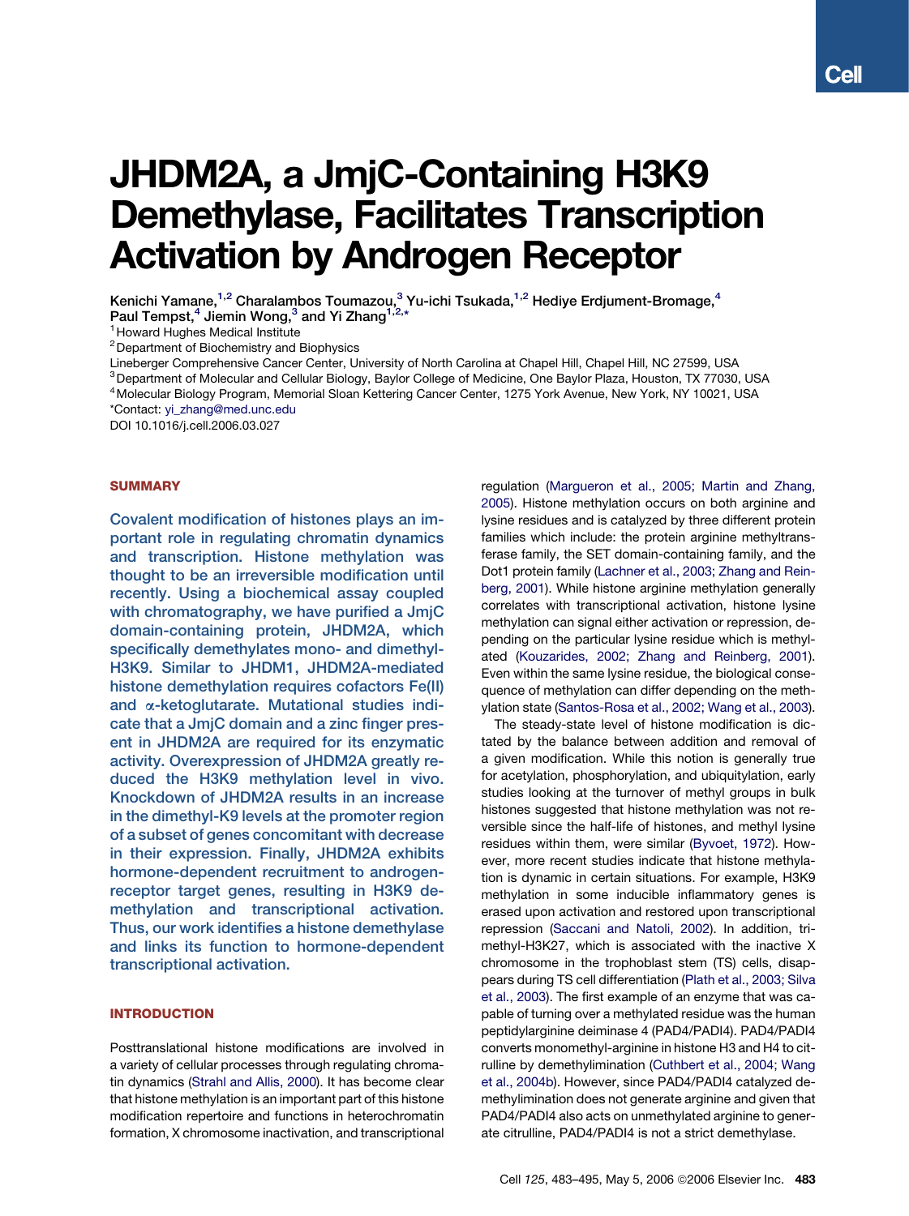# JHDM2A, a JmjC-Containing H3K9 Demethylase, Facilitates Transcription Activation by Androgen Receptor

Kenichi Yamane,[1,2] Charalambos Toumazou,[3] Yu-ichi Tsukada,[1,2] Hediye Erdjument-Bromage,[4] Paul Tempst,[4] Jiemin Wong,[3] and Yi Zhang[1,2,*]

[1] Howard Hughes Medical Institute
[2] Department of Biochemistry and Biophysics
Lineberger Comprehensive Cancer Center, University of North Carolina at Chapel Hill, Chapel Hill, NC 27599, USA
[3] Department of Molecular and Cellular Biology, Baylor College of Medicine, One Baylor Plaza, Houston, TX 77030, USA
[4] Molecular Biology Program, Memorial Sloan Kettering Cancer Center, 1275 York Avenue, New York, NY 10021, USA
*Contact: yi_zhang@med.unc.edu
DOI 10.1016/j.cell.2006.03.027

## SUMMARY

Covalent modification of histones plays an important role in regulating chromatin dynamics and transcription. Histone methylation was thought to be an irreversible modification until recently. Using a biochemical assay coupled with chromatography, we have purified a JmjC domain-containing protein, JHDM2A, which specifically demethylates mono- and dimethyl-H3K9. Similar to JHDM1, JHDM2A-mediated histone demethylation requires cofactors Fe(II) and α-ketoglutarate. Mutational studies indicate that a JmjC domain and a zinc finger present in JHDM2A are required for its enzymatic activity. Overexpression of JHDM2A greatly reduced the H3K9 methylation level in vivo. Knockdown of JHDM2A results in an increase in the dimethyl-K9 levels at the promoter region of a subset of genes concomitant with decrease in their expression. Finally, JHDM2A exhibits hormone-dependent recruitment to androgen-receptor target genes, resulting in H3K9 demethylation and transcriptional activation. Thus, our work identifies a histone demethylase and links its function to hormone-dependent transcriptional activation.

## INTRODUCTION

Posttranslational histone modifications are involved in a variety of cellular processes through regulating chromatin dynamics (Strahl and Allis, 2000). It has become clear that histone methylation is an important part of this histone modification repertoire and functions in heterochromatin formation, X chromosome inactivation, and transcriptional regulation (Margueron et al., 2005; Martin and Zhang, 2005). Histone methylation occurs on both arginine and lysine residues and is catalyzed by three different protein families which include: the protein arginine methyltransferase family, the SET domain-containing family, and the Dot1 protein family (Lachner et al., 2003; Zhang and Reinberg, 2001). While histone arginine methylation generally correlates with transcriptional activation, histone lysine methylation can signal either activation or repression, depending on the particular lysine residue which is methylated (Kouzarides, 2002; Zhang and Reinberg, 2001). Even within the same lysine residue, the biological consequence of methylation can differ depending on the methylation state (Santos-Rosa et al., 2002; Wang et al., 2003).

The steady-state level of histone modification is dictated by the balance between addition and removal of a given modification. While this notion is generally true for acetylation, phosphorylation, and ubiquitylation, early studies looking at the turnover of methyl groups in bulk histones suggested that histone methylation was not reversible since the half-life of histones, and methyl lysine residues within them, were similar (Byvoet, 1972). However, more recent studies indicate that histone methylation is dynamic in certain situations. For example, H3K9 methylation in some inducible inflammatory genes is erased upon activation and restored upon transcriptional repression (Saccani and Natoli, 2002). In addition, trimethyl-H3K27, which is associated with the inactive X chromosome in the trophoblast stem (TS) cells, disappears during TS cell differentiation (Plath et al., 2003; Silva et al., 2003). The first example of an enzyme that was capable of turning over a methylated residue was the human peptidylarginine deiminase 4 (PAD4/PADI4). PAD4/PADI4 converts monomethyl-arginine in histone H3 and H4 to citrulline by demethylimination (Cuthbert et al., 2004; Wang et al., 2004b). However, since PAD4/PADI4 catalyzed demethylimination does not generate arginine and given that PAD4/PADI4 also acts on unmethylated arginine to generate citrulline, PAD4/PADI4 is not a strict demethylase.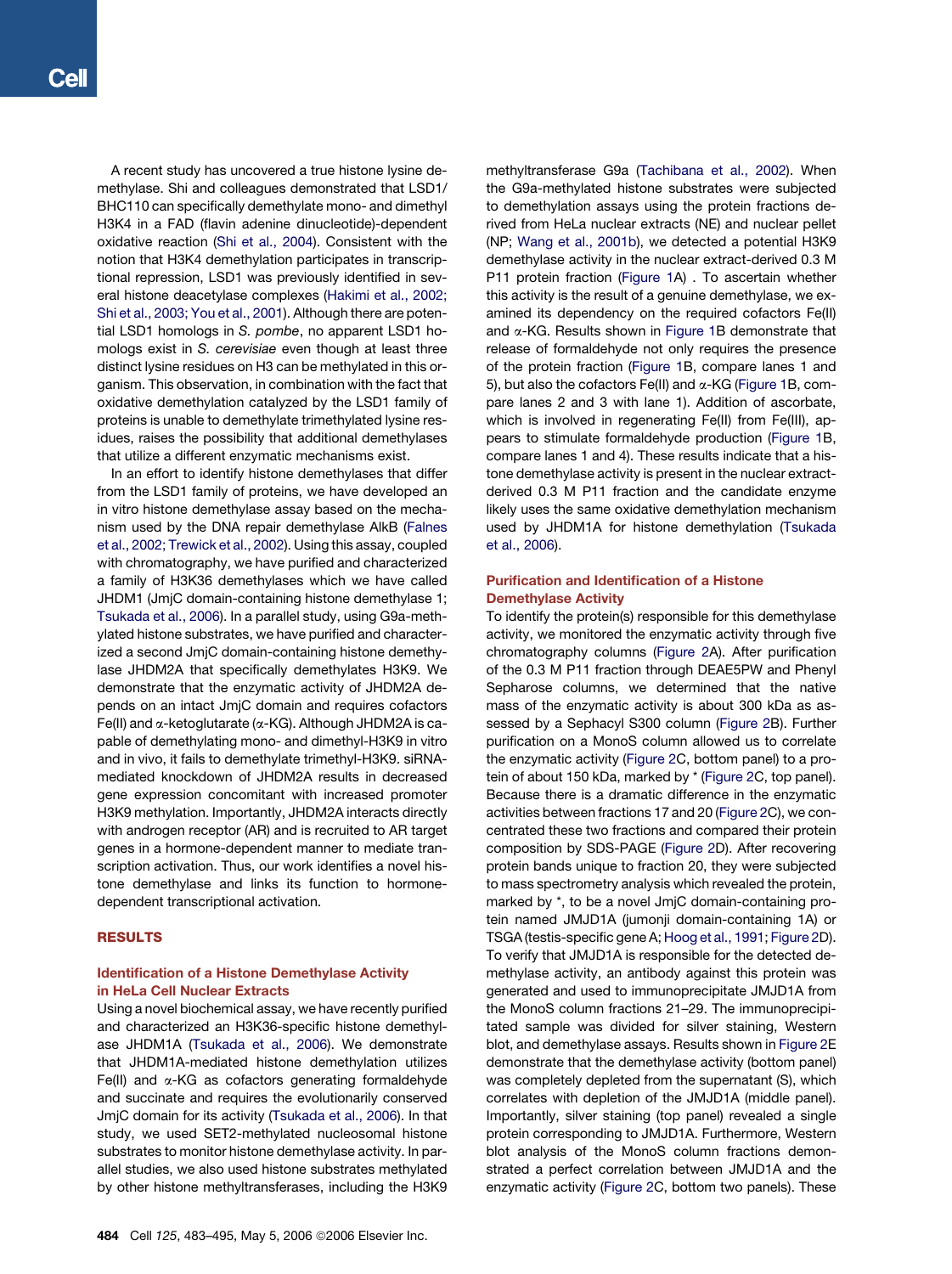A recent study has uncovered a true histone lysine demethylase. Shi and colleagues demonstrated that LSD1/BHC110 can specifically demethylate mono- and dimethyl H3K4 in a FAD (flavin adenine dinucleotide)-dependent oxidative reaction (Shi et al., 2004). Consistent with the notion that H3K4 demethylation participates in transcriptional repression, LSD1 was previously identified in several histone deacetylase complexes (Hakimi et al., 2002; Shi et al., 2003; You et al., 2001). Although there are potential LSD1 homologs in *S. pombe*, no apparent LSD1 homologs exist in *S. cerevisiae* even though at least three distinct lysine residues on H3 can be methylated in this organism. This observation, in combination with the fact that oxidative demethylation catalyzed by the LSD1 family of proteins is unable to demethylate trimethylated lysine residues, raises the possibility that additional demethylases that utilize a different enzymatic mechanisms exist.

In an effort to identify histone demethylases that differ from the LSD1 family of proteins, we have developed an in vitro histone demethylase assay based on the mechanism used by the DNA repair demethylase AlkB (Falnes et al., 2002; Trewick et al., 2002). Using this assay, coupled with chromatography, we have purified and characterized a family of H3K36 demethylases which we have called JHDM1 (JmjC domain-containing histone demethylase 1; Tsukada et al., 2006). In a parallel study, using G9a-methylated histone substrates, we have purified and characterized a second JmjC domain-containing histone demethylase JHDM2A that specifically demethylates H3K9. We demonstrate that the enzymatic activity of JHDM2A depends on an intact JmjC domain and requires cofactors Fe(II) and α-ketoglutarate (α-KG). Although JHDM2A is capable of demethylating mono- and dimethyl-H3K9 in vitro and in vivo, it fails to demethylate trimethyl-H3K9. siRNA-mediated knockdown of JHDM2A results in decreased gene expression concomitant with increased promoter H3K9 methylation. Importantly, JHDM2A interacts directly with androgen receptor (AR) and is recruited to AR target genes in a hormone-dependent manner to mediate transcription activation. Thus, our work identifies a novel histone demethylase and links its function to hormone-dependent transcriptional activation.

## RESULTS

### Identification of a Histone Demethylase Activity in HeLa Cell Nuclear Extracts

Using a novel biochemical assay, we have recently purified and characterized an H3K36-specific histone demethylase JHDM1A (Tsukada et al., 2006). We demonstrate that JHDM1A-mediated histone demethylation utilizes Fe(II) and α-KG as cofactors generating formaldehyde and succinate and requires the evolutionarily conserved JmjC domain for its activity (Tsukada et al., 2006). In that study, we used SET2-methylated nucleosomal histone substrates to monitor histone demethylase activity. In parallel studies, we also used histone substrates methylated by other histone methyltransferases, including the H3K9 methyltransferase G9a (Tachibana et al., 2002). When the G9a-methylated histone substrates were subjected to demethylation assays using the protein fractions derived from HeLa nuclear extracts (NE) and nuclear pellet (NP; Wang et al., 2001b), we detected a potential H3K9 demethylase activity in the nuclear extract-derived 0.3 M P11 protein fraction (Figure 1A) . To ascertain whether this activity is the result of a genuine demethylase, we examined its dependency on the required cofactors Fe(II) and α-KG. Results shown in Figure 1B demonstrate that release of formaldehyde not only requires the presence of the protein fraction (Figure 1B, compare lanes 1 and 5), but also the cofactors Fe(II) and α-KG (Figure 1B, compare lanes 2 and 3 with lane 1). Addition of ascorbate, which is involved in regenerating Fe(II) from Fe(III), appears to stimulate formaldehyde production (Figure 1B, compare lanes 1 and 4). These results indicate that a histone demethylase activity is present in the nuclear extract-derived 0.3 M P11 fraction and the candidate enzyme likely uses the same oxidative demethylation mechanism used by JHDM1A for histone demethylation (Tsukada et al., 2006).

### Purification and Identification of a Histone Demethylase Activity

To identify the protein(s) responsible for this demethylase activity, we monitored the enzymatic activity through five chromatography columns (Figure 2A). After purification of the 0.3 M P11 fraction through DEAE5PW and Phenyl Sepharose columns, we determined that the native mass of the enzymatic activity is about 300 kDa as assessed by a Sephacyl S300 column (Figure 2B). Further purification on a MonoS column allowed us to correlate the enzymatic activity (Figure 2C, bottom panel) to a protein of about 150 kDa, marked by * (Figure 2C, top panel). Because there is a dramatic difference in the enzymatic activities between fractions 17 and 20 (Figure 2C), we concentrated these two fractions and compared their protein composition by SDS-PAGE (Figure 2D). After recovering protein bands unique to fraction 20, they were subjected to mass spectrometry analysis which revealed the protein, marked by *, to be a novel JmjC domain-containing protein named JMJD1A (jumonji domain-containing 1A) or TSGA (testis-specific gene A; Hoog et al., 1991; Figure 2D). To verify that JMJD1A is responsible for the detected demethylase activity, an antibody against this protein was generated and used to immunoprecipitate JMJD1A from the MonoS column fractions 21–29. The immunoprecipitated sample was divided for silver staining, Western blot, and demethylase assays. Results shown in Figure 2E demonstrate that the demethylase activity (bottom panel) was completely depleted from the supernatant (S), which correlates with depletion of the JMJD1A (middle panel). Importantly, silver staining (top panel) revealed a single protein corresponding to JMJD1A. Furthermore, Western blot analysis of the MonoS column fractions demonstrated a perfect correlation between JMJD1A and the enzymatic activity (Figure 2C, bottom two panels). These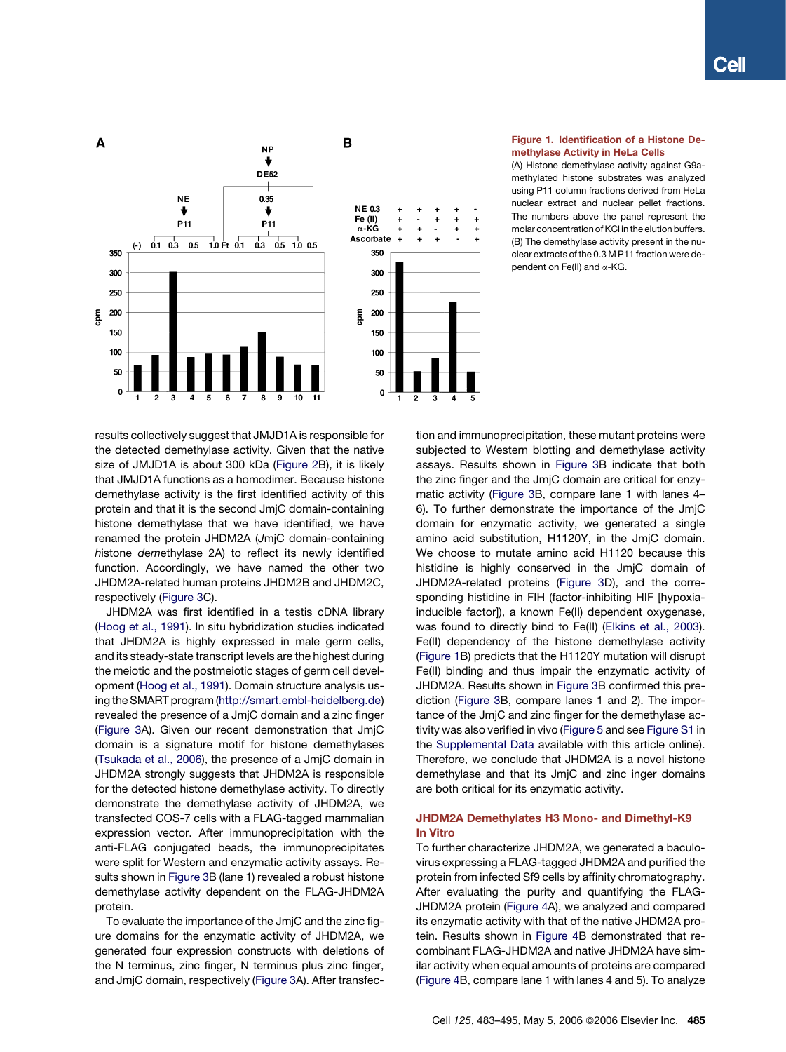**Figure 1. Identification of a Histone Demethylase Activity in HeLa Cells**

(A) Histone demethylase activity against G9a-methylated histone substrates was analyzed using P11 column fractions derived from HeLa nuclear extract and nuclear pellet fractions. The numbers above the panel represent the molar concentration of KCl in the elution buffers.

(B) The demethylase activity present in the nuclear extracts of the 0.3 M P11 fraction were dependent on Fe(II) and α-KG.

results collectively suggest that JMJD1A is responsible for the detected demethylase activity. Given that the native size of JMJD1A is about 300 kDa (Figure 2B), it is likely that JMJD1A functions as a homodimer. Because histone demethylase activity is the first identified activity of this protein and that it is the second JmjC domain-containing histone demethylase that we have identified, we have renamed the protein JHDM2A (*J*mjC domain-containing *h*istone *dem*ethylase 2A) to reflect its newly identified function. Accordingly, we have named the other two JHDM2A-related human proteins JHDM2B and JHDM2C, respectively (Figure 3C).

JHDM2A was first identified in a testis cDNA library (Hoog et al., 1991). In situ hybridization studies indicated that JHDM2A is highly expressed in male germ cells, and its steady-state transcript levels are the highest during the meiotic and the postmeiotic stages of germ cell development (Hoog et al., 1991). Domain structure analysis using the SMART program (http://smart.embl-heidelberg.de) revealed the presence of a JmjC domain and a zinc finger (Figure 3A). Given our recent demonstration that JmjC domain is a signature motif for histone demethylases (Tsukada et al., 2006), the presence of a JmjC domain in JHDM2A strongly suggests that JHDM2A is responsible for the detected histone demethylase activity. To directly demonstrate the demethylase activity of JHDM2A, we transfected COS-7 cells with a FLAG-tagged mammalian expression vector. After immunoprecipitation with the anti-FLAG conjugated beads, the immunoprecipitates were split for Western and enzymatic activity assays. Results shown in Figure 3B (lane 1) revealed a robust histone demethylase activity dependent on the FLAG-JHDM2A protein.

To evaluate the importance of the JmjC and the zinc figure domains for the enzymatic activity of JHDM2A, we generated four expression constructs with deletions of the N terminus, zinc finger, N terminus plus zinc finger, and JmjC domain, respectively (Figure 3A). After transfection and immunoprecipitation, these mutant proteins were subjected to Western blotting and demethylase activity assays. Results shown in Figure 3B indicate that both the zinc finger and the JmjC domain are critical for enzymatic activity (Figure 3B, compare lane 1 with lanes 4–6). To further demonstrate the importance of the JmjC domain for enzymatic activity, we generated a single amino acid substitution, H1120Y, in the JmjC domain. We choose to mutate amino acid H1120 because this histidine is highly conserved in the JmjC domain of JHDM2A-related proteins (Figure 3D), and the corresponding histidine in FIH (factor-inhibiting HIF [hypoxia-inducible factor]), a known Fe(II) dependent oxygenase, was found to directly bind to Fe(II) (Elkins et al., 2003). Fe(II) dependency of the histone demethylase activity (Figure 1B) predicts that the H1120Y mutation will disrupt Fe(II) binding and thus impair the enzymatic activity of JHDM2A. Results shown in Figure 3B confirmed this prediction (Figure 3B, compare lanes 1 and 2). The importance of the JmjC and zinc finger for the demethylase activity was also verified in vivo (Figure 5 and see Figure S1 in the Supplemental Data available with this article online). Therefore, we conclude that JHDM2A is a novel histone demethylase and that its JmjC and zinc inger domains are both critical for its enzymatic activity.

## JHDM2A Demethylates H3 Mono- and Dimethyl-K9 In Vitro

To further characterize JHDM2A, we generated a baculovirus expressing a FLAG-tagged JHDM2A and purified the protein from infected Sf9 cells by affinity chromatography. After evaluating the purity and quantifying the FLAG-JHDM2A protein (Figure 4A), we analyzed and compared its enzymatic activity with that of the native JHDM2A protein. Results shown in Figure 4B demonstrated that recombinant FLAG-JHDM2A and native JHDM2A have similar activity when equal amounts of proteins are compared (Figure 4B, compare lane 1 with lanes 4 and 5). To analyze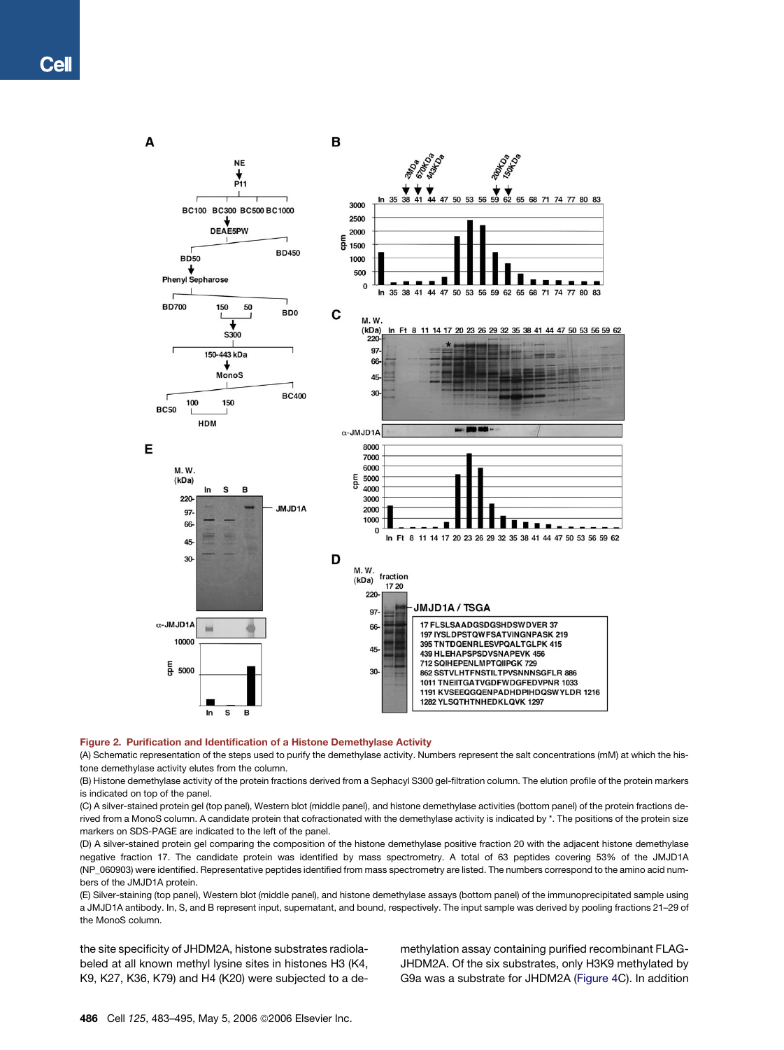**Figure 2. Purification and Identification of a Histone Demethylase Activity**

(A) Schematic representation of the steps used to purify the demethylase activity. Numbers represent the salt concentrations (mM) at which the histone demethylase activity elutes from the column.

(B) Histone demethylase activity of the protein fractions derived from a Sephacyl S300 gel-filtration column. The elution profile of the protein markers is indicated on top of the panel.

(C) A silver-stained protein gel (top panel), Western blot (middle panel), and histone demethylase activities (bottom panel) of the protein fractions derived from a MonoS column. A candidate protein that cofractionated with the demethylase activity is indicated by *. The positions of the protein size markers on SDS-PAGE are indicated to the left of the panel.

(D) A silver-stained protein gel comparing the composition of the histone demethylase positive fraction 20 with the adjacent histone demethylase negative fraction 17. The candidate protein was identified by mass spectrometry. A total of 63 peptides covering 53% of the JMJD1A (NP_060903) were identified. Representative peptides identified from mass spectrometry are listed. The numbers correspond to the amino acid numbers of the JMJD1A protein.

(E) Silver-staining (top panel), Western blot (middle panel), and histone demethylase assays (bottom panel) of the immunoprecipitated sample using a JMJD1A antibody. In, S, and B represent input, supernatant, and bound, respectively. The input sample was derived by pooling fractions 21–29 of the MonoS column.

the site specificity of JHDM2A, histone substrates radiolabeled at all known methyl lysine sites in histones H3 (K4, K9, K27, K36, K79) and H4 (K20) were subjected to a demethylation assay containing purified recombinant FLAG-JHDM2A. Of the six substrates, only H3K9 methylated by G9a was a substrate for JHDM2A (Figure 4C). In addition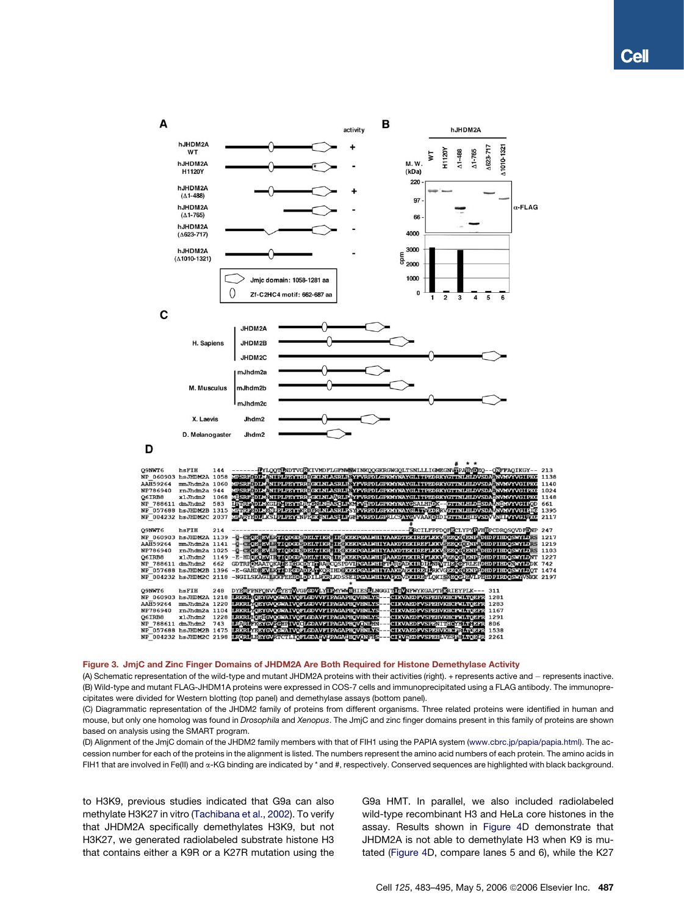**Figure 3. JmjC and Zinc Finger Domains of JHDM2A Are Both Required for Histone Demethylase Activity**

(A) Schematic representation of the wild-type and mutant JHDM2A proteins with their activities (right). + represents active and − represents inactive.

(B) Wild-type and mutant FLAG-JHDM1A proteins were expressed in COS-7 cells and immunoprecipitated using a FLAG antibody. The immunoprecipitates were divided for Western blotting (top panel) and demethylase assays (bottom panel).

(C) Diagrammatic representation of the JHDM2 family of proteins from different organisms. Three related proteins were identified in human and mouse, but only one homolog was found in *Drosophila* and *Xenopus*. The JmjC and zinc finger domains present in this family of proteins are shown based on analysis using the SMART program.

(D) Alignment of the JmjC domain of the JHDM2 family members with that of FIH1 using the PAPIA system (www.cbrc.jp/papia/papia.html). The accession number for each of the proteins in the alignment is listed. The numbers represent the amino acid numbers of each protein. The amino acids in FIH1 that are involved in Fe(II) and α-KG binding are indicated by * and #, respectively. Conserved sequences are highlighted with black background.

to H3K9, previous studies indicated that G9a can also methylate H3K27 in vitro (Tachibana et al., 2002). To verify that JHDM2A specifically demethylates H3K9, but not H3K27, we generated radiolabeled substrate histone H3 that contains either a K9R or a K27R mutation using the G9a HMT. In parallel, we also included radiolabeled wild-type recombinant H3 and HeLa core histones in the assay. Results shown in Figure 4D demonstrate that JHDM2A is not able to demethylate H3 when K9 is mutated (Figure 4D, compare lanes 5 and 6), while the K27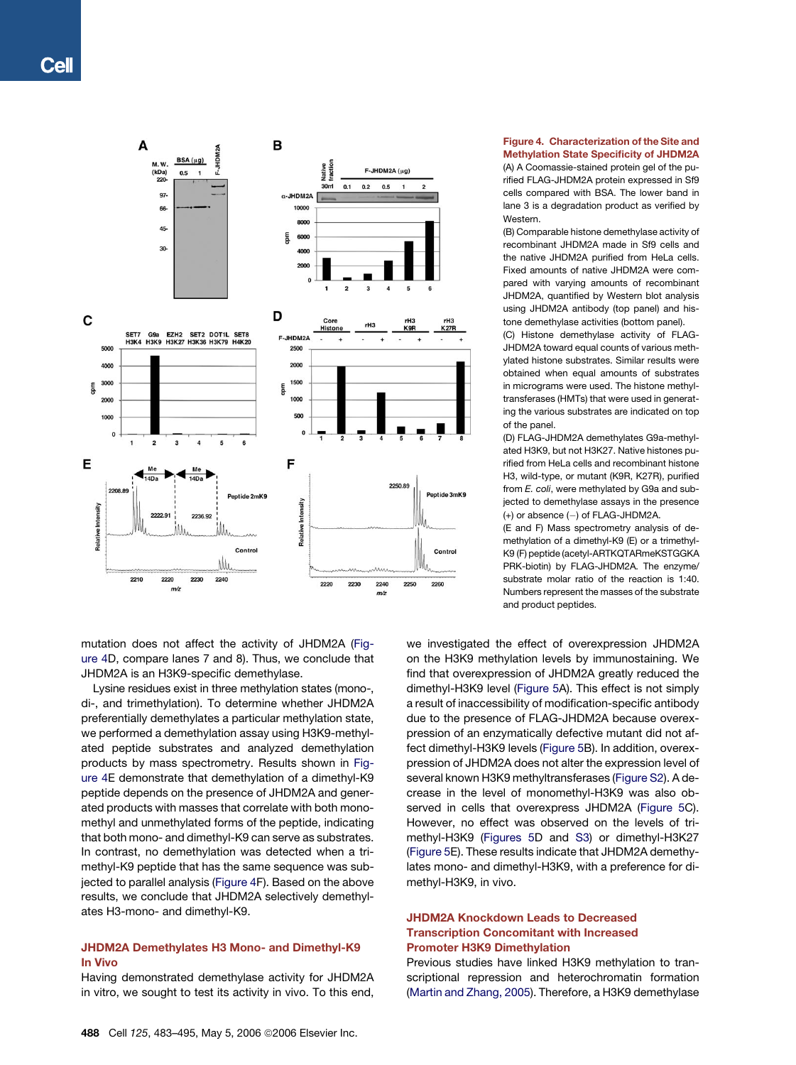**Figure 4. Characterization of the Site and Methylation State Specificity of JHDM2A**

(A) A Coomassie-stained protein gel of the purified FLAG-JHDM2A protein expressed in Sf9 cells compared with BSA. The lower band in lane 3 is a degradation product as verified by Western.

(B) Comparable histone demethylase activity of recombinant JHDM2A made in Sf9 cells and the native JHDM2A purified from HeLa cells. Fixed amounts of native JHDM2A were compared with varying amounts of recombinant JHDM2A, quantified by Western blot analysis using JHDM2A antibody (top panel) and histone demethylase activities (bottom panel).

(C) Histone demethylase activity of FLAG-JHDM2A toward equal counts of various methylated histone substrates. Similar results were obtained when equal amounts of substrates in micrograms were used. The histone methyltransferases (HMTs) that were used in generating the various substrates are indicated on top of the panel.

(D) FLAG-JHDM2A demethylates G9a-methylated H3K9, but not H3K27. Native histones purified from HeLa cells and recombinant histone H3, wild-type, or mutant (K9R, K27R), purified from *E. coli*, were methylated by G9a and subjected to demethylase assays in the presence (+) or absence (−) of FLAG-JHDM2A.

(E and F) Mass spectrometry analysis of demethylation of a dimethyl-K9 (E) or a trimethyl-K9 (F) peptide (acetyl-ARTKQTARmeKSTGGKAPRK-biotin) by FLAG-JHDM2A. The enzyme/substrate molar ratio of the reaction is 1:40. Numbers represent the masses of the substrate and product peptides.

mutation does not affect the activity of JHDM2A (Figure 4D, compare lanes 7 and 8). Thus, we conclude that JHDM2A is an H3K9-specific demethylase.

Lysine residues exist in three methylation states (mono-, di-, and trimethylation). To determine whether JHDM2A preferentially demethylates a particular methylation state, we performed a demethylation assay using H3K9-methylated peptide substrates and analyzed demethylation products by mass spectrometry. Results shown in Figure 4E demonstrate that demethylation of a dimethyl-K9 peptide depends on the presence of JHDM2A and generated products with masses that correlate with both monomethyl and unmethylated forms of the peptide, indicating that both mono- and dimethyl-K9 can serve as substrates. In contrast, no demethylation was detected when a trimethyl-K9 peptide that has the same sequence was subjected to parallel analysis (Figure 4F). Based on the above results, we conclude that JHDM2A selectively demethylates H3-mono- and dimethyl-K9.

## JHDM2A Demethylates H3 Mono- and Dimethyl-K9 In Vivo

Having demonstrated demethylase activity for JHDM2A in vitro, we sought to test its activity in vivo. To this end, we investigated the effect of overexpression JHDM2A on the H3K9 methylation levels by immunostaining. We find that overexpression of JHDM2A greatly reduced the dimethyl-H3K9 level (Figure 5A). This effect is not simply a result of inaccessibility of modification-specific antibody due to the presence of FLAG-JHDM2A because overexpression of an enzymatically defective mutant did not affect dimethyl-H3K9 levels (Figure 5B). In addition, overexpression of JHDM2A does not alter the expression level of several known H3K9 methyltransferases (Figure S2). A decrease in the level of monomethyl-H3K9 was also observed in cells that overexpress JHDM2A (Figure 5C). However, no effect was observed on the levels of trimethyl-H3K9 (Figures 5D and S3) or dimethyl-H3K27 (Figure 5E). These results indicate that JHDM2A demethylates mono- and dimethyl-H3K9, with a preference for dimethyl-H3K9, in vivo.

## JHDM2A Knockdown Leads to Decreased Transcription Concomitant with Increased Promoter H3K9 Dimethylation

Previous studies have linked H3K9 methylation to transcriptional repression and heterochromatin formation (Martin and Zhang, 2005). Therefore, a H3K9 demethylase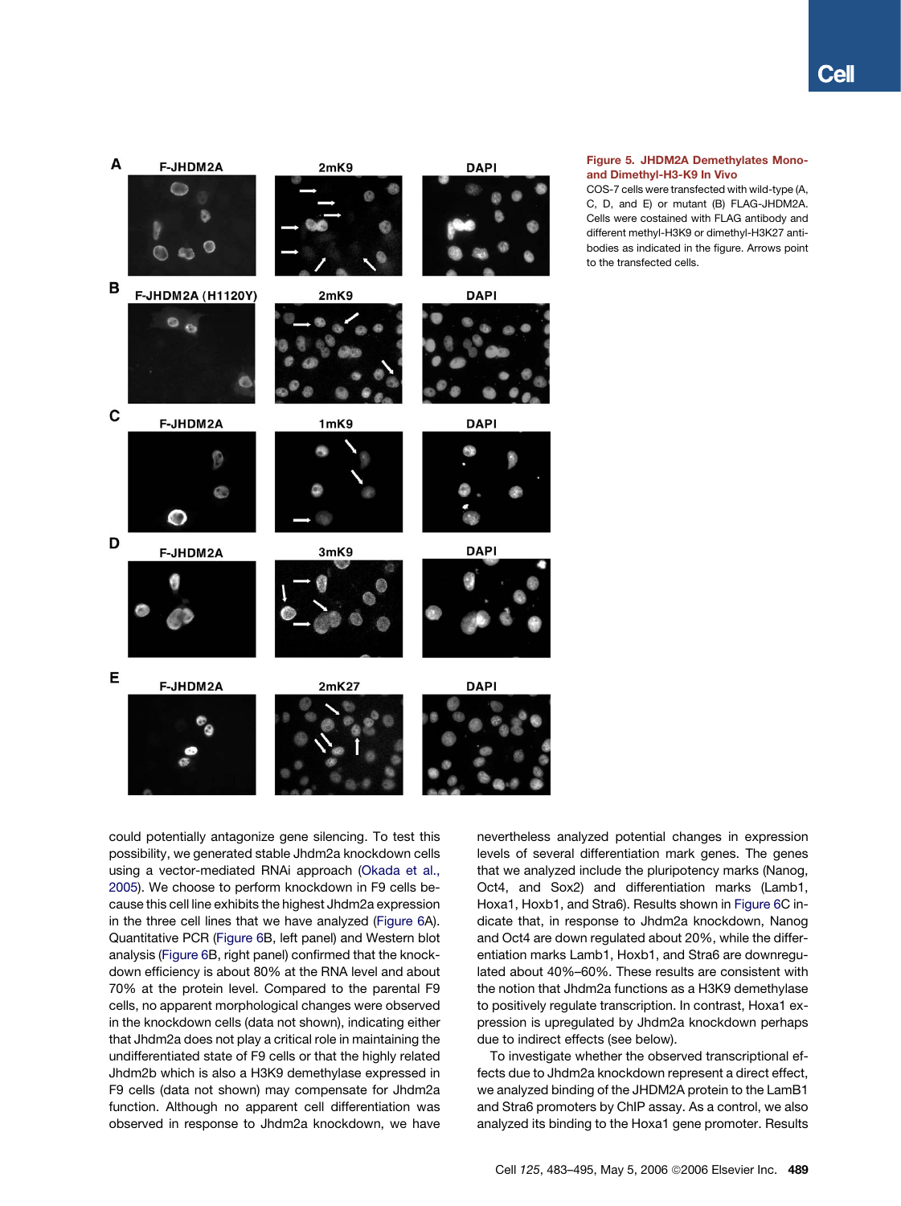**Figure 5. JHDM2A Demethylates Mono- and Dimethyl-H3-K9 In Vivo**

COS-7 cells were transfected with wild-type (A, C, D, and E) or mutant (B) FLAG-JHDM2A. Cells were costained with FLAG antibody and different methyl-H3K9 or dimethyl-H3K27 antibodies as indicated in the figure. Arrows point to the transfected cells.

could potentially antagonize gene silencing. To test this possibility, we generated stable Jhdm2a knockdown cells using a vector-mediated RNAi approach (Okada et al., 2005). We choose to perform knockdown in F9 cells because this cell line exhibits the highest Jhdm2a expression in the three cell lines that we have analyzed (Figure 6A). Quantitative PCR (Figure 6B, left panel) and Western blot analysis (Figure 6B, right panel) confirmed that the knockdown efficiency is about 80% at the RNA level and about 70% at the protein level. Compared to the parental F9 cells, no apparent morphological changes were observed in the knockdown cells (data not shown), indicating either that Jhdm2a does not play a critical role in maintaining the undifferentiated state of F9 cells or that the highly related Jhdm2b which is also a H3K9 demethylase expressed in F9 cells (data not shown) may compensate for Jhdm2a function. Although no apparent cell differentiation was observed in response to Jhdm2a knockdown, we have nevertheless analyzed potential changes in expression levels of several differentiation mark genes. The genes that we analyzed include the pluripotency marks (Nanog, Oct4, and Sox2) and differentiation marks (Lamb1, Hoxa1, Hoxb1, and Stra6). Results shown in Figure 6C indicate that, in response to Jhdm2a knockdown, Nanog and Oct4 are down regulated about 20%, while the differentiation marks Lamb1, Hoxb1, and Stra6 are downregulated about 40%–60%. These results are consistent with the notion that Jhdm2a functions as a H3K9 demethylase to positively regulate transcription. In contrast, Hoxa1 expression is upregulated by Jhdm2a knockdown perhaps due to indirect effects (see below).

To investigate whether the observed transcriptional effects due to Jhdm2a knockdown represent a direct effect, we analyzed binding of the JHDM2A protein to the LamB1 and Stra6 promoters by ChIP assay. As a control, we also analyzed its binding to the Hoxa1 gene promoter. Results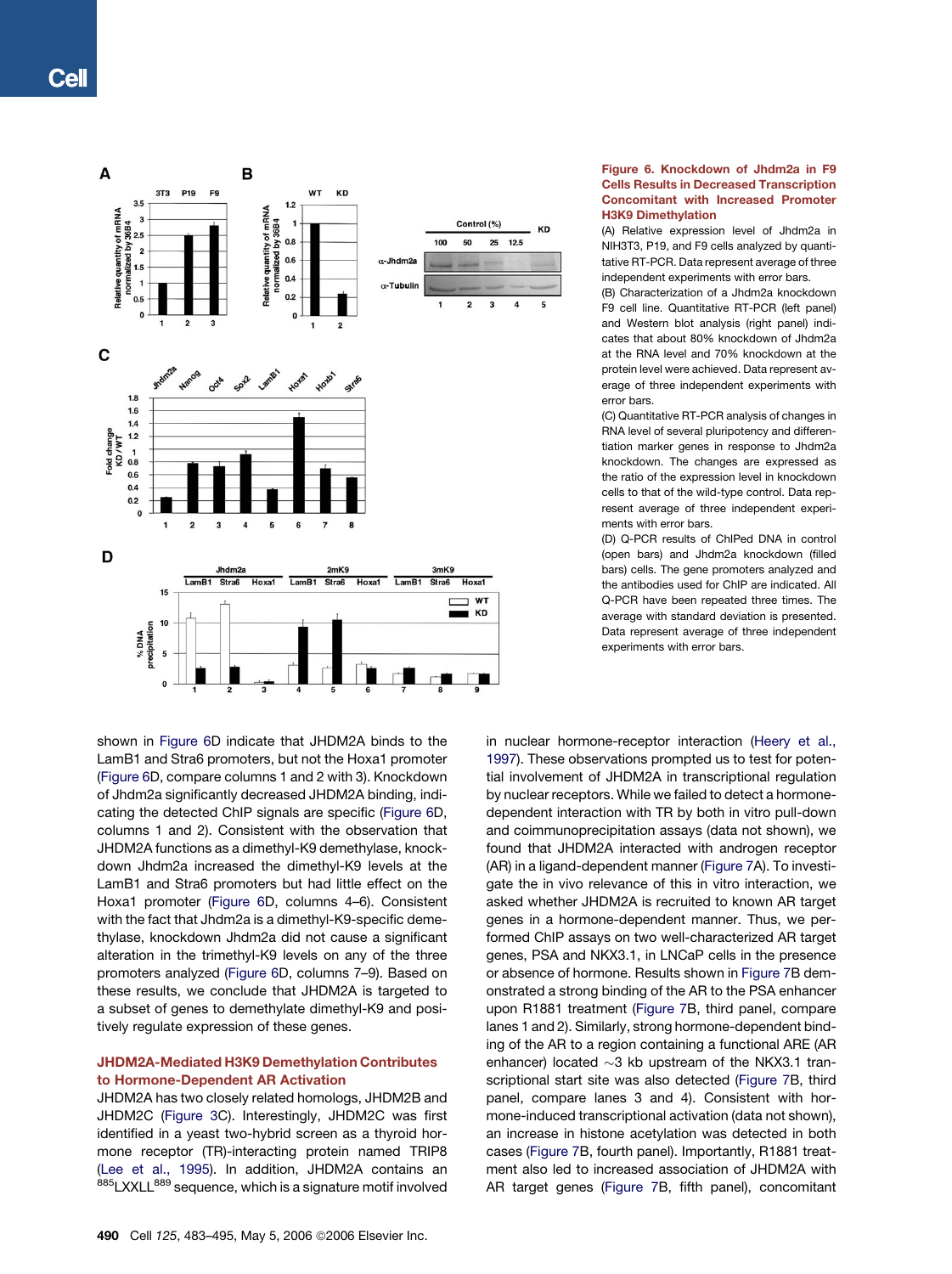**Figure 6. Knockdown of Jhdm2a in F9 Cells Results in Decreased Transcription Concomitant with Increased Promoter H3K9 Dimethylation**

(A) Relative expression level of Jhdm2a in NIH3T3, P19, and F9 cells analyzed by quantitative RT-PCR. Data represent average of three independent experiments with error bars.

(B) Characterization of a Jhdm2a knockdown F9 cell line. Quantitative RT-PCR (left panel) and Western blot analysis (right panel) indicates that about 80% knockdown of Jhdm2a at the RNA level and 70% knockdown at the protein level were achieved. Data represent average of three independent experiments with error bars.

(C) Quantitative RT-PCR analysis of changes in RNA level of several pluripotency and differentiation marker genes in response to Jhdm2a knockdown. The changes are expressed as the ratio of the expression level in knockdown cells to that of the wild-type control. Data represent average of three independent experiments with error bars.

(D) Q-PCR results of ChIPed DNA in control (open bars) and Jhdm2a knockdown (filled bars) cells. The gene promoters analyzed and the antibodies used for ChIP are indicated. All Q-PCR have been repeated three times. The average with standard deviation is presented. Data represent average of three independent experiments with error bars.

shown in Figure 6D indicate that JHDM2A binds to the LamB1 and Stra6 promoters, but not the Hoxa1 promoter (Figure 6D, compare columns 1 and 2 with 3). Knockdown of Jhdm2a significantly decreased JHDM2A binding, indicating the detected ChIP signals are specific (Figure 6D, columns 1 and 2). Consistent with the observation that JHDM2A functions as a dimethyl-K9 demethylase, knockdown Jhdm2a increased the dimethyl-K9 levels at the LamB1 and Stra6 promoters but had little effect on the Hoxa1 promoter (Figure 6D, columns 4–6). Consistent with the fact that Jhdm2a is a dimethyl-K9-specific demethylase, knockdown Jhdm2a did not cause a significant alteration in the trimethyl-K9 levels on any of the three promoters analyzed (Figure 6D, columns 7–9). Based on these results, we conclude that JHDM2A is targeted to a subset of genes to demethylate dimethyl-K9 and positively regulate expression of these genes.

### JHDM2A-Mediated H3K9 Demethylation Contributes to Hormone-Dependent AR Activation

JHDM2A has two closely related homologs, JHDM2B and JHDM2C (Figure 3C). Interestingly, JHDM2C was first identified in a yeast two-hybrid screen as a thyroid hormone receptor (TR)-interacting protein named TRIP8 (Lee et al., 1995). In addition, JHDM2A contains an $^{885}$LXXLL$^{889}$ sequence, which is a signature motif involved in nuclear hormone-receptor interaction (Heery et al., 1997). These observations prompted us to test for potential involvement of JHDM2A in transcriptional regulation by nuclear receptors. While we failed to detect a hormone-dependent interaction with TR by both in vitro pull-down and coimmunoprecipitation assays (data not shown), we found that JHDM2A interacted with androgen receptor (AR) in a ligand-dependent manner (Figure 7A). To investigate the in vivo relevance of this in vitro interaction, we asked whether JHDM2A is recruited to known AR target genes in a hormone-dependent manner. Thus, we performed ChIP assays on two well-characterized AR target genes, PSA and NKX3.1, in LNCaP cells in the presence or absence of hormone. Results shown in Figure 7B demonstrated a strong binding of the AR to the PSA enhancer upon R1881 treatment (Figure 7B, third panel, compare lanes 1 and 2). Similarly, strong hormone-dependent binding of the AR to a region containing a functional ARE (AR enhancer) located ~3 kb upstream of the NKX3.1 transcriptional start site was also detected (Figure 7B, third panel, compare lanes 3 and 4). Consistent with hormone-induced transcriptional activation (data not shown), an increase in histone acetylation was detected in both cases (Figure 7B, fourth panel). Importantly, R1881 treatment also led to increased association of JHDM2A with AR target genes (Figure 7B, fifth panel), concomitant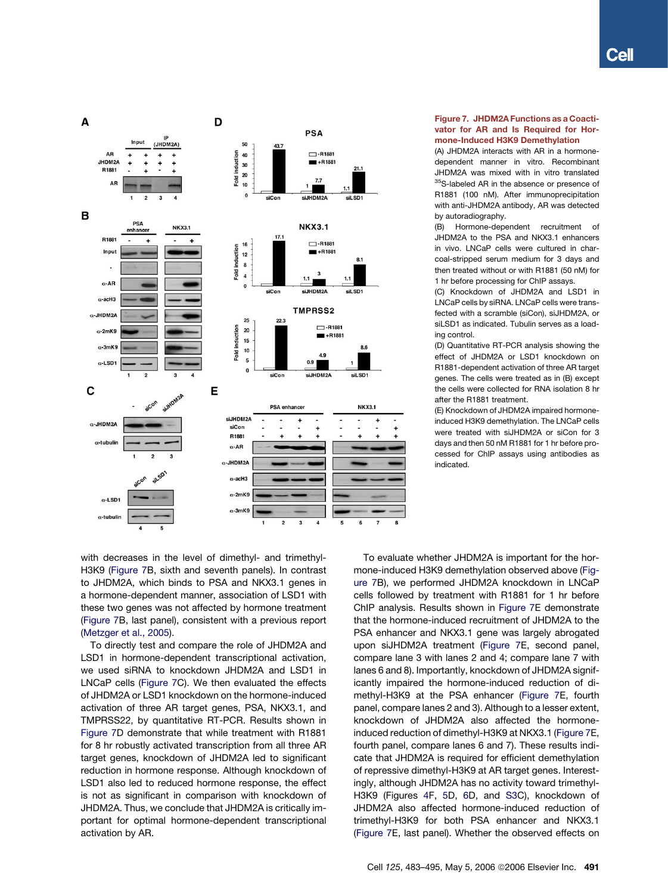**Figure 7. JHDM2A Functions as a Coactivator for AR and Is Required for Hormone-Induced H3K9 Demethylation**

(A) JHDM2A interacts with AR in a hormone-dependent manner in vitro. Recombinant JHDM2A was mixed with in vitro translated [35]S-labeled AR in the absence or presence of R1881 (100 nM). After immunoprecipitation with anti-JHDM2A antibody, AR was detected by autoradiography.

(B) Hormone-dependent recruitment of JHDM2A to the PSA and NKX3.1 enhancers in vivo. LNCaP cells were cultured in charcoal-stripped serum medium for 3 days and then treated without or with R1881 (50 nM) for 1 hr before processing for ChIP assays.

(C) Knockdown of JHDM2A and LSD1 in LNCaP cells by siRNA. LNCaP cells were transfected with a scramble (siCon), siJHDM2A, or siLSD1 as indicated. Tubulin serves as a loading control.

(D) Quantitative RT-PCR analysis showing the effect of JHDM2A or LSD1 knockdown on R1881-dependent activation of three AR target genes. The cells were treated as in (B) except the cells were collected for RNA isolation 8 hr after the R1881 treatment.

(E) Knockdown of JHDM2A impaired hormone-induced H3K9 demethylation. The LNCaP cells were treated with siJHDM2A or siCon for 3 days and then 50 nM R1881 for 1 hr before processed for ChIP assays using antibodies as indicated.

with decreases in the level of dimethyl- and trimethyl-H3K9 (Figure 7B, sixth and seventh panels). In contrast to JHDM2A, which binds to PSA and NKX3.1 genes in a hormone-dependent manner, association of LSD1 with these two genes was not affected by hormone treatment (Figure 7B, last panel), consistent with a previous report (Metzger et al., 2005).

To directly test and compare the role of JHDM2A and LSD1 in hormone-dependent transcriptional activation, we used siRNA to knockdown JHDM2A and LSD1 in LNCaP cells (Figure 7C). We then evaluated the effects of JHDM2A or LSD1 knockdown on the hormone-induced activation of three AR target genes, PSA, NKX3.1, and TMPRSS22, by quantitative RT-PCR. Results shown in Figure 7D demonstrate that while treatment with R1881 for 8 hr robustly activated transcription from all three AR target genes, knockdown of JHDM2A led to significant reduction in hormone response. Although knockdown of LSD1 also led to reduced hormone response, the effect is not as significant in comparison with knockdown of JHDM2A. Thus, we conclude that JHDM2A is critically important for optimal hormone-dependent transcriptional activation by AR.

To evaluate whether JHDM2A is important for the hormone-induced H3K9 demethylation observed above (Figure 7B), we performed JHDM2A knockdown in LNCaP cells followed by treatment with R1881 for 1 hr before ChIP analysis. Results shown in Figure 7E demonstrate that the hormone-induced recruitment of JHDM2A to the PSA enhancer and NKX3.1 gene was largely abrogated upon siJHDM2A treatment (Figure 7E, second panel, compare lane 3 with lanes 2 and 4; compare lane 7 with lanes 6 and 8). Importantly, knockdown of JHDM2A significantly impaired the hormone-induced reduction of dimethyl-H3K9 at the PSA enhancer (Figure 7E, fourth panel, compare lanes 2 and 3). Although to a lesser extent, knockdown of JHDM2A also affected the hormone-induced reduction of dimethyl-H3K9 at NKX3.1 (Figure 7E, fourth panel, compare lanes 6 and 7). These results indicate that JHDM2A is required for efficient demethylation of repressive dimethyl-H3K9 at AR target genes. Interestingly, although JHDM2A has no activity toward trimethyl-H3K9 (Figures 4F, 5D, 6D, and S3C), knockdown of JHDM2A also affected hormone-induced reduction of trimethyl-H3K9 for both PSA enhancer and NKX3.1 (Figure 7E, last panel). Whether the observed effects on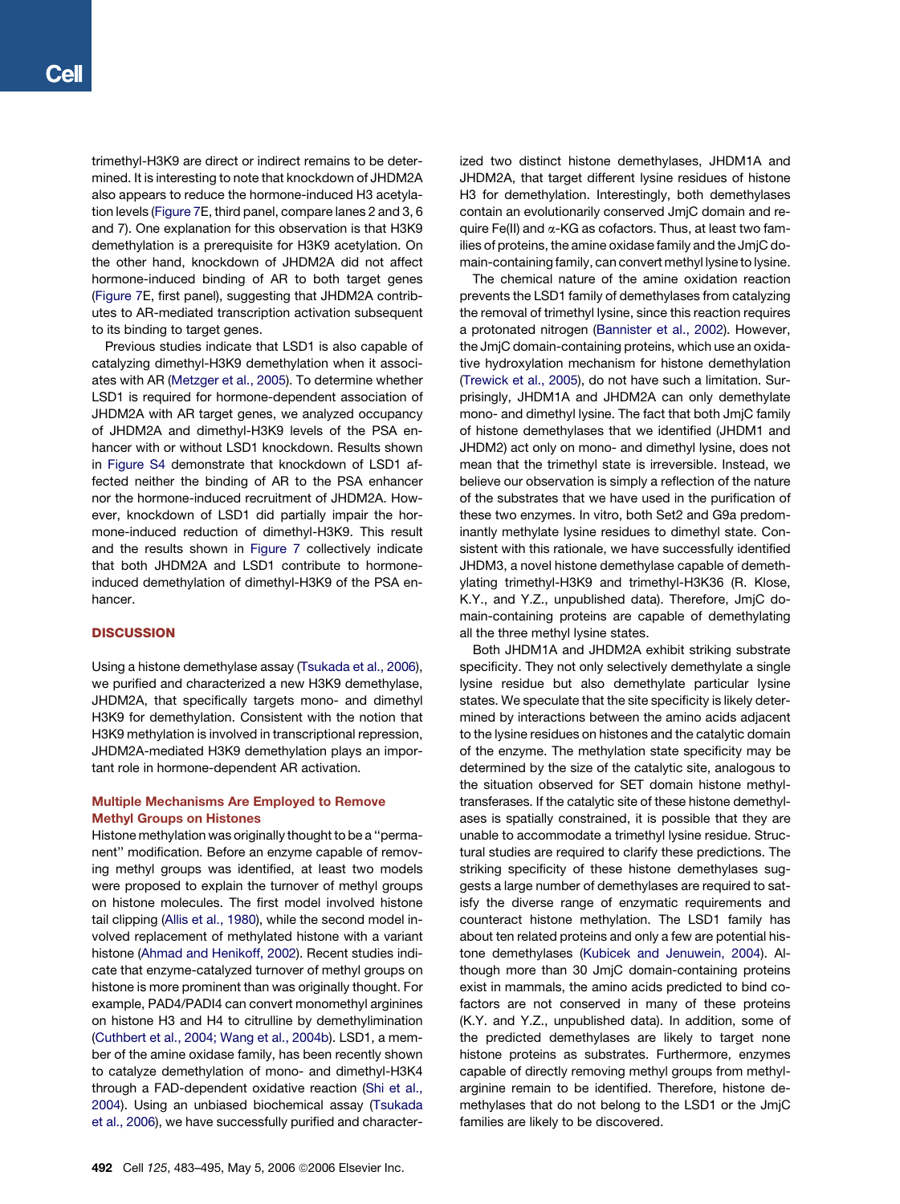trimethyl-H3K9 are direct or indirect remains to be determined. It is interesting to note that knockdown of JHDM2A also appears to reduce the hormone-induced H3 acetylation levels (Figure 7E, third panel, compare lanes 2 and 3, 6 and 7). One explanation for this observation is that H3K9 demethylation is a prerequisite for H3K9 acetylation. On the other hand, knockdown of JHDM2A did not affect hormone-induced binding of AR to both target genes (Figure 7E, first panel), suggesting that JHDM2A contributes to AR-mediated transcription activation subsequent to its binding to target genes.

Previous studies indicate that LSD1 is also capable of catalyzing dimethyl-H3K9 demethylation when it associates with AR (Metzger et al., 2005). To determine whether LSD1 is required for hormone-dependent association of JHDM2A with AR target genes, we analyzed occupancy of JHDM2A and dimethyl-H3K9 levels of the PSA enhancer with or without LSD1 knockdown. Results shown in Figure S4 demonstrate that knockdown of LSD1 affected neither the binding of AR to the PSA enhancer nor the hormone-induced recruitment of JHDM2A. However, knockdown of LSD1 did partially impair the hormone-induced reduction of dimethyl-H3K9. This result and the results shown in Figure 7 collectively indicate that both JHDM2A and LSD1 contribute to hormone-induced demethylation of dimethyl-H3K9 of the PSA enhancer.

## DISCUSSION

Using a histone demethylase assay (Tsukada et al., 2006), we purified and characterized a new H3K9 demethylase, JHDM2A, that specifically targets mono- and dimethyl H3K9 for demethylation. Consistent with the notion that H3K9 methylation is involved in transcriptional repression, JHDM2A-mediated H3K9 demethylation plays an important role in hormone-dependent AR activation.

### Multiple Mechanisms Are Employed to Remove Methyl Groups on Histones

Histone methylation was originally thought to be a "permanent" modification. Before an enzyme capable of removing methyl groups was identified, at least two models were proposed to explain the turnover of methyl groups on histone molecules. The first model involved histone tail clipping (Allis et al., 1980), while the second model involved replacement of methylated histone with a variant histone (Ahmad and Henikoff, 2002). Recent studies indicate that enzyme-catalyzed turnover of methyl groups on histone is more prominent than was originally thought. For example, PAD4/PADI4 can convert monomethyl arginines on histone H3 and H4 to citrulline by demethylimination (Cuthbert et al., 2004; Wang et al., 2004b). LSD1, a member of the amine oxidase family, has been recently shown to catalyze demethylation of mono- and dimethyl-H3K4 through a FAD-dependent oxidative reaction (Shi et al., 2004). Using an unbiased biochemical assay (Tsukada et al., 2006), we have successfully purified and characterized two distinct histone demethylases, JHDM1A and JHDM2A, that target different lysine residues of histone H3 for demethylation. Interestingly, both demethylases contain an evolutionarily conserved JmjC domain and require Fe(II) and α-KG as cofactors. Thus, at least two families of proteins, the amine oxidase family and the JmjC domain-containing family, can convert methyl lysine to lysine.

The chemical nature of the amine oxidation reaction prevents the LSD1 family of demethylases from catalyzing the removal of trimethyl lysine, since this reaction requires a protonated nitrogen (Bannister et al., 2002). However, the JmjC domain-containing proteins, which use an oxidative hydroxylation mechanism for histone demethylation (Trewick et al., 2005), do not have such a limitation. Surprisingly, JHDM1A and JHDM2A can only demethylate mono- and dimethyl lysine. The fact that both JmjC family of histone demethylases that we identified (JHDM1 and JHDM2) act only on mono- and dimethyl lysine, does not mean that the trimethyl state is irreversible. Instead, we believe our observation is simply a reflection of the nature of the substrates that we have used in the purification of these two enzymes. In vitro, both Set2 and G9a predominantly methylate lysine residues to dimethyl state. Consistent with this rationale, we have successfully identified JHDM3, a novel histone demethylase capable of demethylating trimethyl-H3K9 and trimethyl-H3K36 (R. Klose, K.Y., and Y.Z., unpublished data). Therefore, JmjC domain-containing proteins are capable of demethylating all the three methyl lysine states.

Both JHDM1A and JHDM2A exhibit striking substrate specificity. They not only selectively demethylate a single lysine residue but also demethylate particular lysine states. We speculate that the site specificity is likely determined by interactions between the amino acids adjacent to the lysine residues on histones and the catalytic domain of the enzyme. The methylation state specificity may be determined by the size of the catalytic site, analogous to the situation observed for SET domain histone methyltransferases. If the catalytic site of these histone demethylases is spatially constrained, it is possible that they are unable to accommodate a trimethyl lysine residue. Structural studies are required to clarify these predictions. The striking specificity of these histone demethylases suggests a large number of demethylases are required to satisfy the diverse range of enzymatic requirements and counteract histone methylation. The LSD1 family has about ten related proteins and only a few are potential histone demethylases (Kubicek and Jenuwein, 2004). Although more than 30 JmjC domain-containing proteins exist in mammals, the amino acids predicted to bind cofactors are not conserved in many of these proteins (K.Y. and Y.Z., unpublished data). In addition, some of the predicted demethylases are likely to target none histone proteins as substrates. Furthermore, enzymes capable of directly removing methyl groups from methylarginine remain to be identified. Therefore, histone demethylases that do not belong to the LSD1 or the JmjC families are likely to be discovered.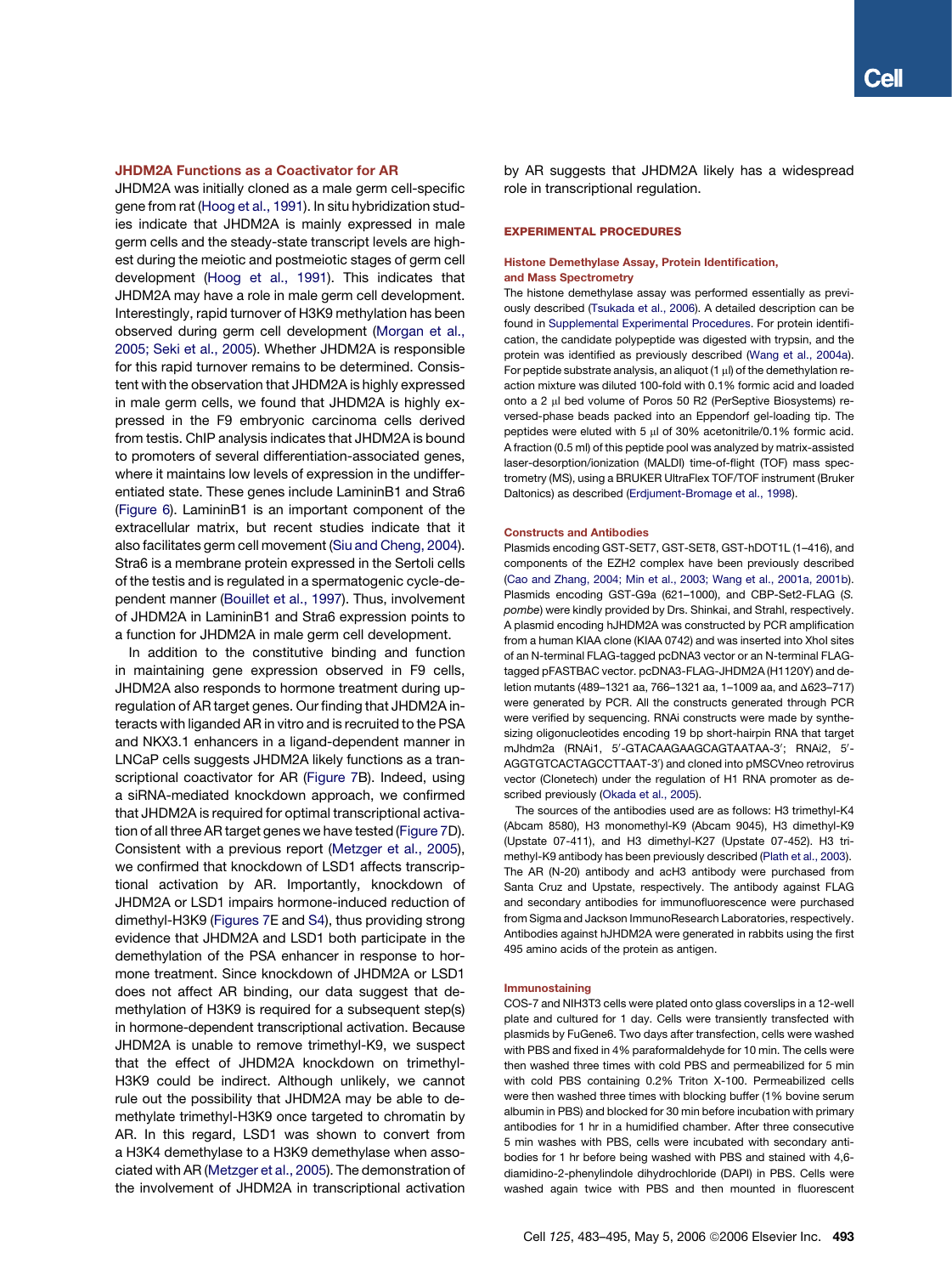### JHDM2A Functions as a Coactivator for AR

JHDM2A was initially cloned as a male germ cell-specific gene from rat (Hoog et al., 1991). In situ hybridization studies indicate that JHDM2A is mainly expressed in male germ cells and the steady-state transcript levels are highest during the meiotic and postmeiotic stages of germ cell development (Hoog et al., 1991). This indicates that JHDM2A may have a role in male germ cell development. Interestingly, rapid turnover of H3K9 methylation has been observed during germ cell development (Morgan et al., 2005; Seki et al., 2005). Whether JHDM2A is responsible for this rapid turnover remains to be determined. Consistent with the observation that JHDM2A is highly expressed in male germ cells, we found that JHDM2A is highly expressed in the F9 embryonic carcinoma cells derived from testis. ChIP analysis indicates that JHDM2A is bound to promoters of several differentiation-associated genes, where it maintains low levels of expression in the undifferentiated state. These genes include LamininB1 and Stra6 (Figure 6). LamininB1 is an important component of the extracellular matrix, but recent studies indicate that it also facilitates germ cell movement (Siu and Cheng, 2004). Stra6 is a membrane protein expressed in the Sertoli cells of the testis and is regulated in a spermatogenic cycle-dependent manner (Bouillet et al., 1997). Thus, involvement of JHDM2A in LamininB1 and Stra6 expression points to a function for JHDM2A in male germ cell development.

In addition to the constitutive binding and function in maintaining gene expression observed in F9 cells, JHDM2A also responds to hormone treatment during upregulation of AR target genes. Our finding that JHDM2A interacts with liganded AR in vitro and is recruited to the PSA and NKX3.1 enhancers in a ligand-dependent manner in LNCaP cells suggests JHDM2A likely functions as a transcriptional coactivator for AR (Figure 7B). Indeed, using a siRNA-mediated knockdown approach, we confirmed that JHDM2A is required for optimal transcriptional activation of all three AR target genes we have tested (Figure 7D). Consistent with a previous report (Metzger et al., 2005), we confirmed that knockdown of LSD1 affects transcriptional activation by AR. Importantly, knockdown of JHDM2A or LSD1 impairs hormone-induced reduction of dimethyl-H3K9 (Figures 7E and S4), thus providing strong evidence that JHDM2A and LSD1 both participate in the demethylation of the PSA enhancer in response to hormone treatment. Since knockdown of JHDM2A or LSD1 does not affect AR binding, our data suggest that demethylation of H3K9 is required for a subsequent step(s) in hormone-dependent transcriptional activation. Because JHDM2A is unable to remove trimethyl-K9, we suspect that the effect of JHDM2A knockdown on trimethyl-H3K9 could be indirect. Although unlikely, we cannot rule out the possibility that JHDM2A may be able to demethylate trimethyl-H3K9 once targeted to chromatin by AR. In this regard, LSD1 was shown to convert from a H3K4 demethylase to a H3K9 demethylase when associated with AR (Metzger et al., 2005). The demonstration of the involvement of JHDM2A in transcriptional activation by AR suggests that JHDM2A likely has a widespread role in transcriptional regulation.

## EXPERIMENTAL PROCEDURES

### Histone Demethylase Assay, Protein Identification, and Mass Spectrometry

The histone demethylase assay was performed essentially as previously described (Tsukada et al., 2006). A detailed description can be found in Supplemental Experimental Procedures. For protein identification, the candidate polypeptide was digested with trypsin, and the protein was identified as previously described (Wang et al., 2004a). For peptide substrate analysis, an aliquot (1 μl) of the demethylation reaction mixture was diluted 100-fold with 0.1% formic acid and loaded onto a 2 μl bed volume of Poros 50 R2 (PerSeptive Biosystems) reversed-phase beads packed into an Eppendorf gel-loading tip. The peptides were eluted with 5 μl of 30% acetonitrile/0.1% formic acid. A fraction (0.5 ml) of this peptide pool was analyzed by matrix-assisted laser-desorption/ionization (MALDI) time-of-flight (TOF) mass spectrometry (MS), using a BRUKER UltraFlex TOF/TOF instrument (Bruker Daltonics) as described (Erdjument-Bromage et al., 1998).

### Constructs and Antibodies

Plasmids encoding GST-SET7, GST-SET8, GST-hDOT1L (1–416), and components of the EZH2 complex have been previously described (Cao and Zhang, 2004; Min et al., 2003; Wang et al., 2001a, 2001b). Plasmids encoding GST-G9a (621–1000), and CBP-Set2-FLAG (*S. pombe*) were kindly provided by Drs. Shinkai, and Strahl, respectively. A plasmid encoding hJHDM2A was constructed by PCR amplification from a human KIAA clone (KIAA 0742) and was inserted into XhoI sites of an N-terminal FLAG-tagged pcDNA3 vector or an N-terminal FLAG-tagged pFASTBAC vector. pcDNA3-FLAG-JHDM2A (H1120Y) and deletion mutants (489–1321 aa, 766–1321 aa, 1–1009 aa, and Δ623–717) were generated by PCR. All the constructs generated through PCR were verified by sequencing. RNAi constructs were made by synthesizing oligonucleotides encoding 19 bp short-hairpin RNA that target mJhdm2a (RNAi1, 5′-GTACAAGAAGCAGTAATAA-3′; RNAi2, 5′-AGGTGTCACTAGCCTTAAT-3′) and cloned into pMSCVneo retrovirus vector (Clonetech) under the regulation of H1 RNA promoter as described previously (Okada et al., 2005).

The sources of the antibodies used are as follows: H3 trimethyl-K4 (Abcam 8580), H3 monomethyl-K9 (Abcam 9045), H3 dimethyl-K9 (Upstate 07-411), and H3 dimethyl-K27 (Upstate 07-452). H3 trimethyl-K9 antibody has been previously described (Plath et al., 2003). The AR (N-20) antibody and acH3 antibody were purchased from Santa Cruz and Upstate, respectively. The antibody against FLAG and secondary antibodies for immunofluorescence were purchased from Sigma and Jackson ImmunoResearch Laboratories, respectively. Antibodies against hJHDM2A were generated in rabbits using the first 495 amino acids of the protein as antigen.

### Immunostaining

COS-7 and NIH3T3 cells were plated onto glass coverslips in a 12-well plate and cultured for 1 day. Cells were transiently transfected with plasmids by FuGene6. Two days after transfection, cells were washed with PBS and fixed in 4% paraformaldehyde for 10 min. The cells were then washed three times with cold PBS and permeabilized for 5 min with cold PBS containing 0.2% Triton X-100. Permeabilized cells were then washed three times with blocking buffer (1% bovine serum albumin in PBS) and blocked for 30 min before incubation with primary antibodies for 1 hr in a humidified chamber. After three consecutive 5 min washes with PBS, cells were incubated with secondary antibodies for 1 hr before being washed with PBS and stained with 4,6-diamidino-2-phenylindole dihydrochloride (DAPI) in PBS. Cells were washed again twice with PBS and then mounted in fluorescent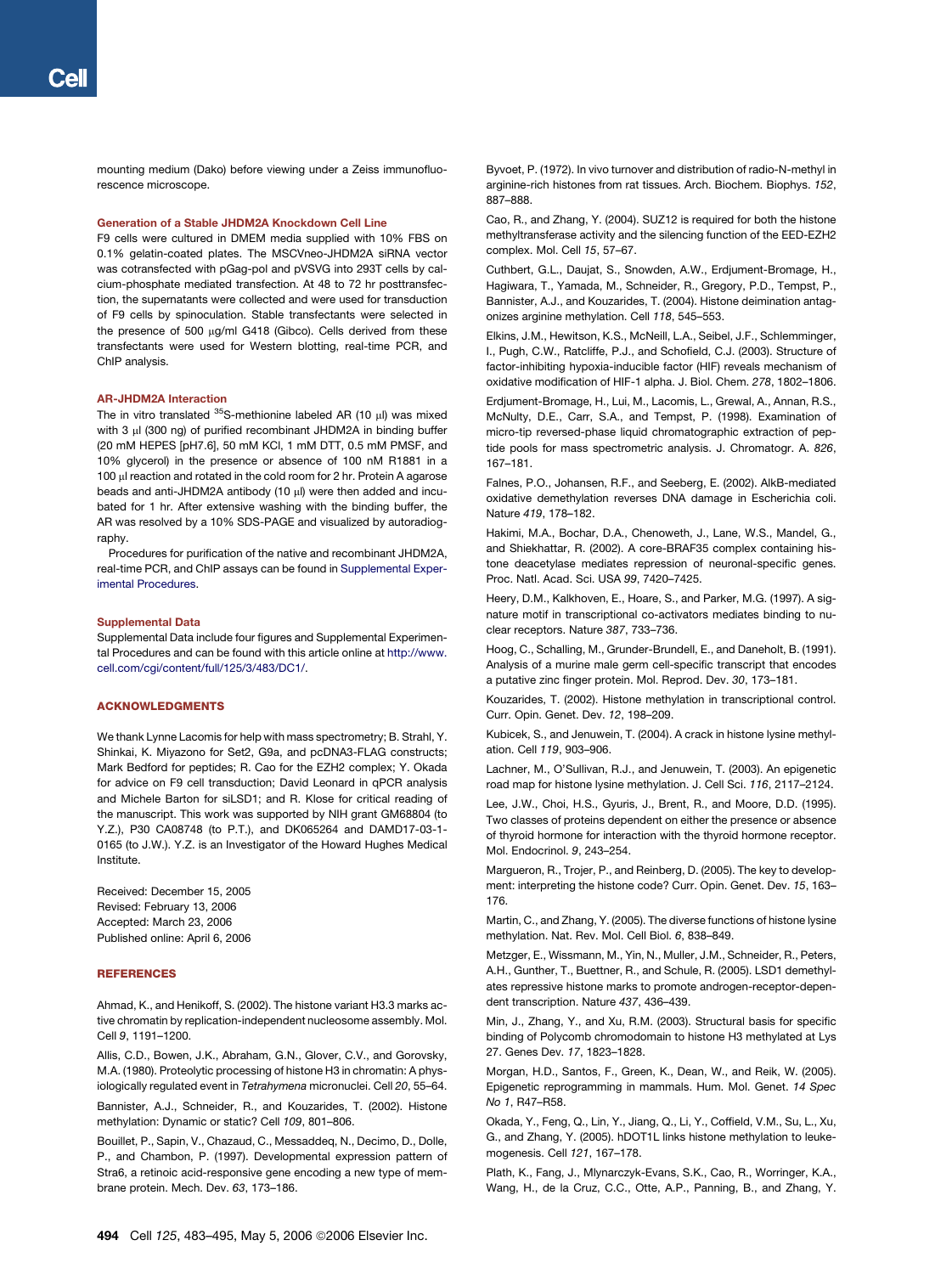mounting medium (Dako) before viewing under a Zeiss immunofluorescence microscope.

### Generation of a Stable JHDM2A Knockdown Cell Line

F9 cells were cultured in DMEM media supplied with 10% FBS on 0.1% gelatin-coated plates. The MSCVneo-JHDM2A siRNA vector was cotransfected with pGag-pol and pVSVG into 293T cells by calcium-phosphate mediated transfection. At 48 to 72 hr posttransfection, the supernatants were collected and were used for transduction of F9 cells by spinoculation. Stable transfectants were selected in the presence of 500 μg/ml G418 (Gibco). Cells derived from these transfectants were used for Western blotting, real-time PCR, and ChIP analysis.

### AR-JHDM2A Interaction

The in vitro translated $^{35}$S-methionine labeled AR (10 μl) was mixed with 3 μl (300 ng) of purified recombinant JHDM2A in binding buffer (20 mM HEPES [pH7.6], 50 mM KCl, 1 mM DTT, 0.5 mM PMSF, and 10% glycerol) in the presence or absence of 100 nM R1881 in a 100 μl reaction and rotated in the cold room for 2 hr. Protein A agarose beads and anti-JHDM2A antibody (10 μl) were then added and incubated for 1 hr. After extensive washing with the binding buffer, the AR was resolved by a 10% SDS-PAGE and visualized by autoradiography.

Procedures for purification of the native and recombinant JHDM2A, real-time PCR, and ChIP assays can be found in Supplemental Experimental Procedures.

### Supplemental Data

Supplemental Data include four figures and Supplemental Experimental Procedures and can be found with this article online at http://www.cell.com/cgi/content/full/125/3/483/DC1/.

## ACKNOWLEDGMENTS

We thank Lynne Lacomis for help with mass spectrometry; B. Strahl, Y. Shinkai, K. Miyazono for Set2, G9a, and pcDNA3-FLAG constructs; Mark Bedford for peptides; R. Cao for the EZH2 complex; Y. Okada for advice on F9 cell transduction; David Leonard in qPCR analysis and Michele Barton for siLSD1; and R. Klose for critical reading of the manuscript. This work was supported by NIH grant GM68804 (to Y.Z.), P30 CA08748 (to P.T.), and DK065264 and DAMD17-03-1-0165 (to J.W.). Y.Z. is an Investigator of the Howard Hughes Medical Institute.

Received: December 15, 2005
Revised: February 13, 2006
Accepted: March 23, 2006
Published online: April 6, 2006

## REFERENCES

Ahmad, K., and Henikoff, S. (2002). The histone variant H3.3 marks active chromatin by replication-independent nucleosome assembly. Mol. Cell *9*, 1191–1200.

Allis, C.D., Bowen, J.K., Abraham, G.N., Glover, C.V., and Gorovsky, M.A. (1980). Proteolytic processing of histone H3 in chromatin: A physiologically regulated event in *Tetrahymena* micronuclei. Cell *20*, 55–64.

Bannister, A.J., Schneider, R., and Kouzarides, T. (2002). Histone methylation: Dynamic or static? Cell *109*, 801–806.

Bouillet, P., Sapin, V., Chazaud, C., Messaddeq, N., Decimo, D., Dolle, P., and Chambon, P. (1997). Developmental expression pattern of Stra6, a retinoic acid-responsive gene encoding a new type of membrane protein. Mech. Dev. *63*, 173–186.

Byvoet, P. (1972). In vivo turnover and distribution of radio-N-methyl in arginine-rich histones from rat tissues. Arch. Biochem. Biophys. *152*, 887–888.

Cao, R., and Zhang, Y. (2004). SUZ12 is required for both the histone methyltransferase activity and the silencing function of the EED-EZH2 complex. Mol. Cell *15*, 57–67.

Cuthbert, G.L., Daujat, S., Snowden, A.W., Erdjument-Bromage, H., Hagiwara, T., Yamada, M., Schneider, R., Gregory, P.D., Tempst, P., Bannister, A.J., and Kouzarides, T. (2004). Histone deimination antagonizes arginine methylation. Cell *118*, 545–553.

Elkins, J.M., Hewitson, K.S., McNeill, L.A., Seibel, J.F., Schlemminger, I., Pugh, C.W., Ratcliffe, P.J., and Schofield, C.J. (2003). Structure of factor-inhibiting hypoxia-inducible factor (HIF) reveals mechanism of oxidative modification of HIF-1 alpha. J. Biol. Chem. *278*, 1802–1806.

Erdjument-Bromage, H., Lui, M., Lacomis, L., Grewal, A., Annan, R.S., McNulty, D.E., Carr, S.A., and Tempst, P. (1998). Examination of micro-tip reversed-phase liquid chromatographic extraction of peptide pools for mass spectrometric analysis. J. Chromatogr. A. *826*, 167–181.

Falnes, P.O., Johansen, R.F., and Seeberg, E. (2002). AlkB-mediated oxidative demethylation reverses DNA damage in Escherichia coli. Nature *419*, 178–182.

Hakimi, M.A., Bochar, D.A., Chenoweth, J., Lane, W.S., Mandel, G., and Shiekhattar, R. (2002). A core-BRAF35 complex containing histone deacetylase mediates repression of neuronal-specific genes. Proc. Natl. Acad. Sci. USA *99*, 7420–7425.

Heery, D.M., Kalkhoven, E., Hoare, S., and Parker, M.G. (1997). A signature motif in transcriptional co-activators mediates binding to nuclear receptors. Nature *387*, 733–736.

Hoog, C., Schalling, M., Grunder-Brundell, E., and Daneholt, B. (1991). Analysis of a murine male germ cell-specific transcript that encodes a putative zinc finger protein. Mol. Reprod. Dev. *30*, 173–181.

Kouzarides, T. (2002). Histone methylation in transcriptional control. Curr. Opin. Genet. Dev. *12*, 198–209.

Kubicek, S., and Jenuwein, T. (2004). A crack in histone lysine methylation. Cell *119*, 903–906.

Lachner, M., O'Sullivan, R.J., and Jenuwein, T. (2003). An epigenetic road map for histone lysine methylation. J. Cell Sci. *116*, 2117–2124.

Lee, J.W., Choi, H.S., Gyuris, J., Brent, R., and Moore, D.D. (1995). Two classes of proteins dependent on either the presence or absence of thyroid hormone for interaction with the thyroid hormone receptor. Mol. Endocrinol. *9*, 243–254.

Margueron, R., Trojer, P., and Reinberg, D. (2005). The key to development: interpreting the histone code? Curr. Opin. Genet. Dev. *15*, 163–176.

Martin, C., and Zhang, Y. (2005). The diverse functions of histone lysine methylation. Nat. Rev. Mol. Cell Biol. *6*, 838–849.

Metzger, E., Wissmann, M., Yin, N., Muller, J.M., Schneider, R., Peters, A.H., Gunther, T., Buettner, R., and Schule, R. (2005). LSD1 demethylates repressive histone marks to promote androgen-receptor-dependent transcription. Nature *437*, 436–439.

Min, J., Zhang, Y., and Xu, R.M. (2003). Structural basis for specific binding of Polycomb chromodomain to histone H3 methylated at Lys 27. Genes Dev. *17*, 1823–1828.

Morgan, H.D., Santos, F., Green, K., Dean, W., and Reik, W. (2005). Epigenetic reprogramming in mammals. Hum. Mol. Genet. *14 Spec No 1*, R47–R58.

Okada, Y., Feng, Q., Lin, Y., Jiang, Q., Li, Y., Coffield, V.M., Su, L., Xu, G., and Zhang, Y. (2005). hDOT1L links histone methylation to leukemogenesis. Cell *121*, 167–178.

Plath, K., Fang, J., Mlynarczyk-Evans, S.K., Cao, R., Worringer, K.A., Wang, H., de la Cruz, C.C., Otte, A.P., Panning, B., and Zhang, Y.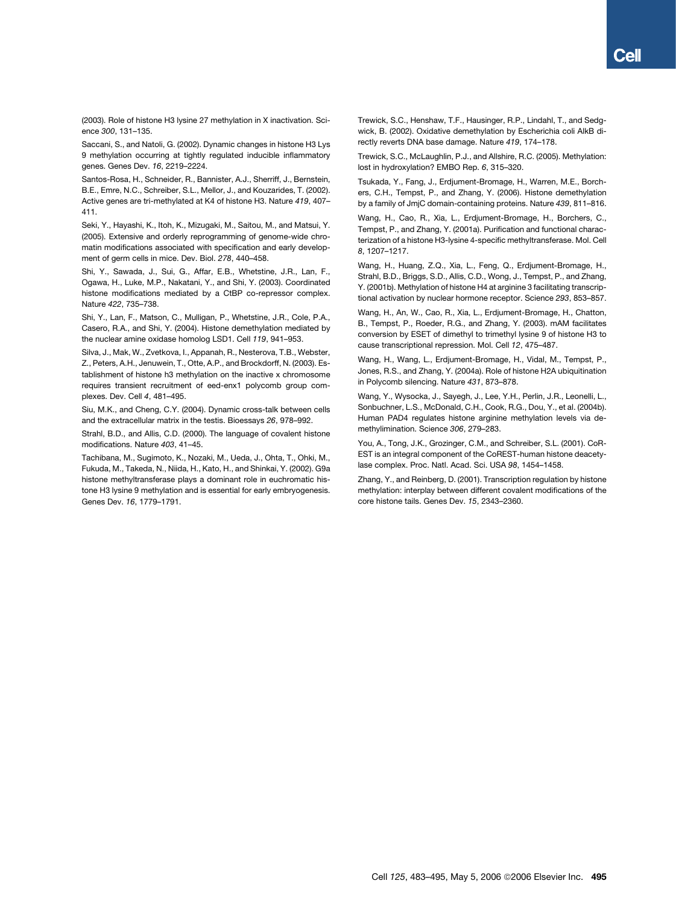(2003). Role of histone H3 lysine 27 methylation in X inactivation. Science *300*, 131–135.

Saccani, S., and Natoli, G. (2002). Dynamic changes in histone H3 Lys 9 methylation occurring at tightly regulated inducible inflammatory genes. Genes Dev. *16*, 2219–2224.

Santos-Rosa, H., Schneider, R., Bannister, A.J., Sherriff, J., Bernstein, B.E., Emre, N.C., Schreiber, S.L., Mellor, J., and Kouzarides, T. (2002). Active genes are tri-methylated at K4 of histone H3. Nature *419*, 407–411.

Seki, Y., Hayashi, K., Itoh, K., Mizugaki, M., Saitou, M., and Matsui, Y. (2005). Extensive and orderly reprogramming of genome-wide chromatin modifications associated with specification and early development of germ cells in mice. Dev. Biol. *278*, 440–458.

Shi, Y., Sawada, J., Sui, G., Affar, E.B., Whetstine, J.R., Lan, F., Ogawa, H., Luke, M.P., Nakatani, Y., and Shi, Y. (2003). Coordinated histone modifications mediated by a CtBP co-repressor complex. Nature *422*, 735–738.

Shi, Y., Lan, F., Matson, C., Mulligan, P., Whetstine, J.R., Cole, P.A., Casero, R.A., and Shi, Y. (2004). Histone demethylation mediated by the nuclear amine oxidase homolog LSD1. Cell *119*, 941–953.

Silva, J., Mak, W., Zvetkova, I., Appanah, R., Nesterova, T.B., Webster, Z., Peters, A.H., Jenuwein, T., Otte, A.P., and Brockdorff, N. (2003). Establishment of histone h3 methylation on the inactive x chromosome requires transient recruitment of eed-enx1 polycomb group complexes. Dev. Cell *4*, 481–495.

Siu, M.K., and Cheng, C.Y. (2004). Dynamic cross-talk between cells and the extracellular matrix in the testis. Bioessays *26*, 978–992.

Strahl, B.D., and Allis, C.D. (2000). The language of covalent histone modifications. Nature *403*, 41–45.

Tachibana, M., Sugimoto, K., Nozaki, M., Ueda, J., Ohta, T., Ohki, M., Fukuda, M., Takeda, N., Niida, H., Kato, H., and Shinkai, Y. (2002). G9a histone methyltransferase plays a dominant role in euchromatic histone H3 lysine 9 methylation and is essential for early embryogenesis. Genes Dev. *16*, 1779–1791.

Trewick, S.C., Henshaw, T.F., Hausinger, R.P., Lindahl, T., and Sedgwick, B. (2002). Oxidative demethylation by Escherichia coli AlkB directly reverts DNA base damage. Nature *419*, 174–178.

Trewick, S.C., McLaughlin, P.J., and Allshire, R.C. (2005). Methylation: lost in hydroxylation? EMBO Rep. *6*, 315–320.

Tsukada, Y., Fang, J., Erdjument-Bromage, H., Warren, M.E., Borchers, C.H., Tempst, P., and Zhang, Y. (2006). Histone demethylation by a family of JmjC domain-containing proteins. Nature *439*, 811–816.

Wang, H., Cao, R., Xia, L., Erdjument-Bromage, H., Borchers, C., Tempst, P., and Zhang, Y. (2001a). Purification and functional characterization of a histone H3-lysine 4-specific methyltransferase. Mol. Cell *8*, 1207–1217.

Wang, H., Huang, Z.Q., Xia, L., Feng, Q., Erdjument-Bromage, H., Strahl, B.D., Briggs, S.D., Allis, C.D., Wong, J., Tempst, P., and Zhang, Y. (2001b). Methylation of histone H4 at arginine 3 facilitating transcriptional activation by nuclear hormone receptor. Science *293*, 853–857.

Wang, H., An, W., Cao, R., Xia, L., Erdjument-Bromage, H., Chatton, B., Tempst, P., Roeder, R.G., and Zhang, Y. (2003). mAM facilitates conversion by ESET of dimethyl to trimethyl lysine 9 of histone H3 to cause transcriptional repression. Mol. Cell *12*, 475–487.

Wang, H., Wang, L., Erdjument-Bromage, H., Vidal, M., Tempst, P., Jones, R.S., and Zhang, Y. (2004a). Role of histone H2A ubiquitination in Polycomb silencing. Nature *431*, 873–878.

Wang, Y., Wysocka, J., Sayegh, J., Lee, Y.H., Perlin, J.R., Leonelli, L., Sonbuchner, L.S., McDonald, C.H., Cook, R.G., Dou, Y., et al. (2004b). Human PAD4 regulates histone arginine methylation levels via demethylimination. Science *306*, 279–283.

You, A., Tong, J.K., Grozinger, C.M., and Schreiber, S.L. (2001). CoREST is an integral component of the CoREST-human histone deacetylase complex. Proc. Natl. Acad. Sci. USA *98*, 1454–1458.

Zhang, Y., and Reinberg, D. (2001). Transcription regulation by histone methylation: interplay between different covalent modifications of the core histone tails. Genes Dev. *15*, 2343–2360.